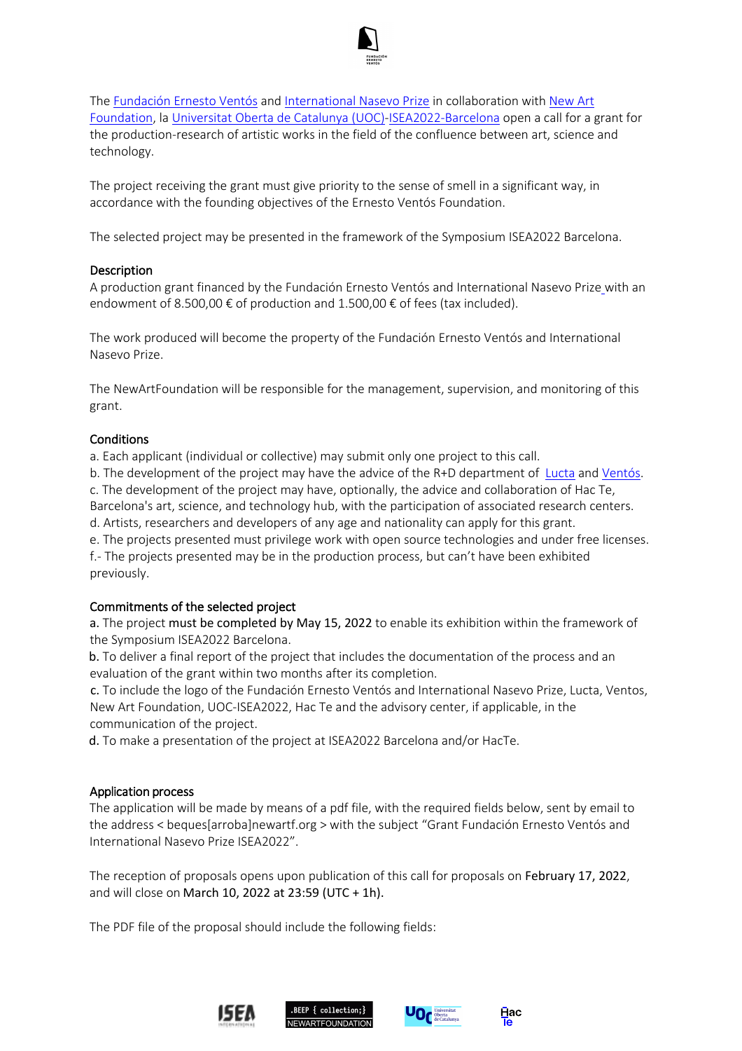The Fundación Ernesto Ventós and International Nasevo Prize in collaboration with New Art Foundation, la Universitat Oberta de Catalunya (UOC)-ISEA2022-Barcelona open a call for a grant for the production-research of artistic works in the field of the confluence between art, science and technology.

The project receiving the grant must give priority to the sense of smell in a significant way, in accordance with the founding objectives of the Ernesto Ventós Foundation.

The selected project may be presented in the framework of the Symposium ISEA2022 Barcelona.

## Description

A production grant financed by the Fundación Ernesto Ventós and International Nasevo Prize with an endowment of 8.500,00 € of production and 1.500,00 € of fees (tax included).

The work produced will become the property of the Fundación Ernesto Ventós and International Nasevo Prize.

The NewArtFoundation will be responsible for the management, supervision, and monitoring of this grant.

## Conditions

a. Each applicant (individual or collective) may submit only one project to this call.
b. The development of the project may have the advice of the R+D department of Lucta and Ventós.
c. The development of the project may have, optionally, the advice and collaboration of Hac Te, Barcelona's art, science, and technology hub, with the participation of associated research centers.
d. Artists, researchers and developers of any age and nationality can apply for this grant.
e. The projects presented must privilege work with open source technologies and under free licenses.
f.- The projects presented may be in the production process, but can't have been exhibited previously.

## Commitments of the selected project

a. The project must be completed by May 15, 2022 to enable its exhibition within the framework of the Symposium ISEA2022 Barcelona.
b. To deliver a final report of the project that includes the documentation of the process and an evaluation of the grant within two months after its completion.
c. To include the logo of the Fundación Ernesto Ventós and International Nasevo Prize, Lucta, Ventos, New Art Foundation, UOC-ISEA2022, Hac Te and the advisory center, if applicable, in the communication of the project.
d. To make a presentation of the project at ISEA2022 Barcelona and/or HacTe.

## Application process

The application will be made by means of a pdf file, with the required fields below, sent by email to the address < beques[arroba]newartf.org > with the subject "Grant Fundación Ernesto Ventós and International Nasevo Prize ISEA2022".

The reception of proposals opens upon publication of this call for proposals on February 17, 2022, and will close on March 10, 2022 at 23:59 (UTC + 1h).

The PDF file of the proposal should include the following fields: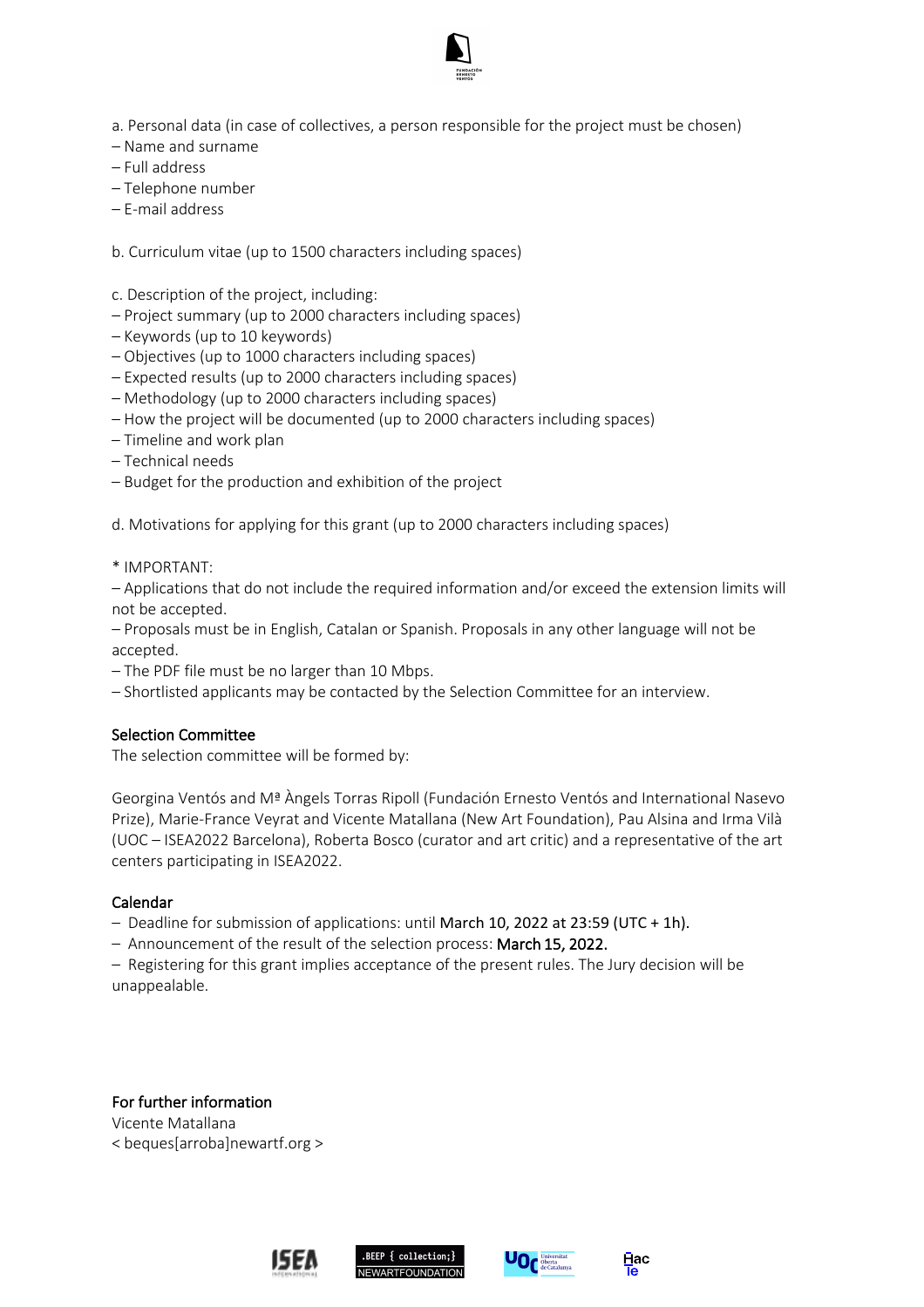a. Personal data (in case of collectives, a person responsible for the project must be chosen)
– Name and surname
– Full address
– Telephone number
– E-mail address

b. Curriculum vitae (up to 1500 characters including spaces)

c. Description of the project, including:
– Project summary (up to 2000 characters including spaces)
– Keywords (up to 10 keywords)
– Objectives (up to 1000 characters including spaces)
– Expected results (up to 2000 characters including spaces)
– Methodology (up to 2000 characters including spaces)
– How the project will be documented (up to 2000 characters including spaces)
– Timeline and work plan
– Technical needs
– Budget for the production and exhibition of the project

d. Motivations for applying for this grant (up to 2000 characters including spaces)

* IMPORTANT:
– Applications that do not include the required information and/or exceed the extension limits will not be accepted.
– Proposals must be in English, Catalan or Spanish. Proposals in any other language will not be accepted.
– The PDF file must be no larger than 10 Mbps.
– Shortlisted applicants may be contacted by the Selection Committee for an interview.

## Selection Committee

The selection committee will be formed by:

Georgina Ventós and Mª Àngels Torras Ripoll (Fundación Ernesto Ventós and International Nasevo Prize), Marie-France Veyrat and Vicente Matallana (New Art Foundation), Pau Alsina and Irma Vilà (UOC – ISEA2022 Barcelona), Roberta Bosco (curator and art critic) and a representative of the art centers participating in ISEA2022.

## Calendar

– Deadline for submission of applications: until March 10, 2022 at 23:59 (UTC + 1h).
– Announcement of the result of the selection process: March 15, 2022.
– Registering for this grant implies acceptance of the present rules. The Jury decision will be unappealable.

## For further information

Vicente Matallana
< beques[arroba]newartf.org >